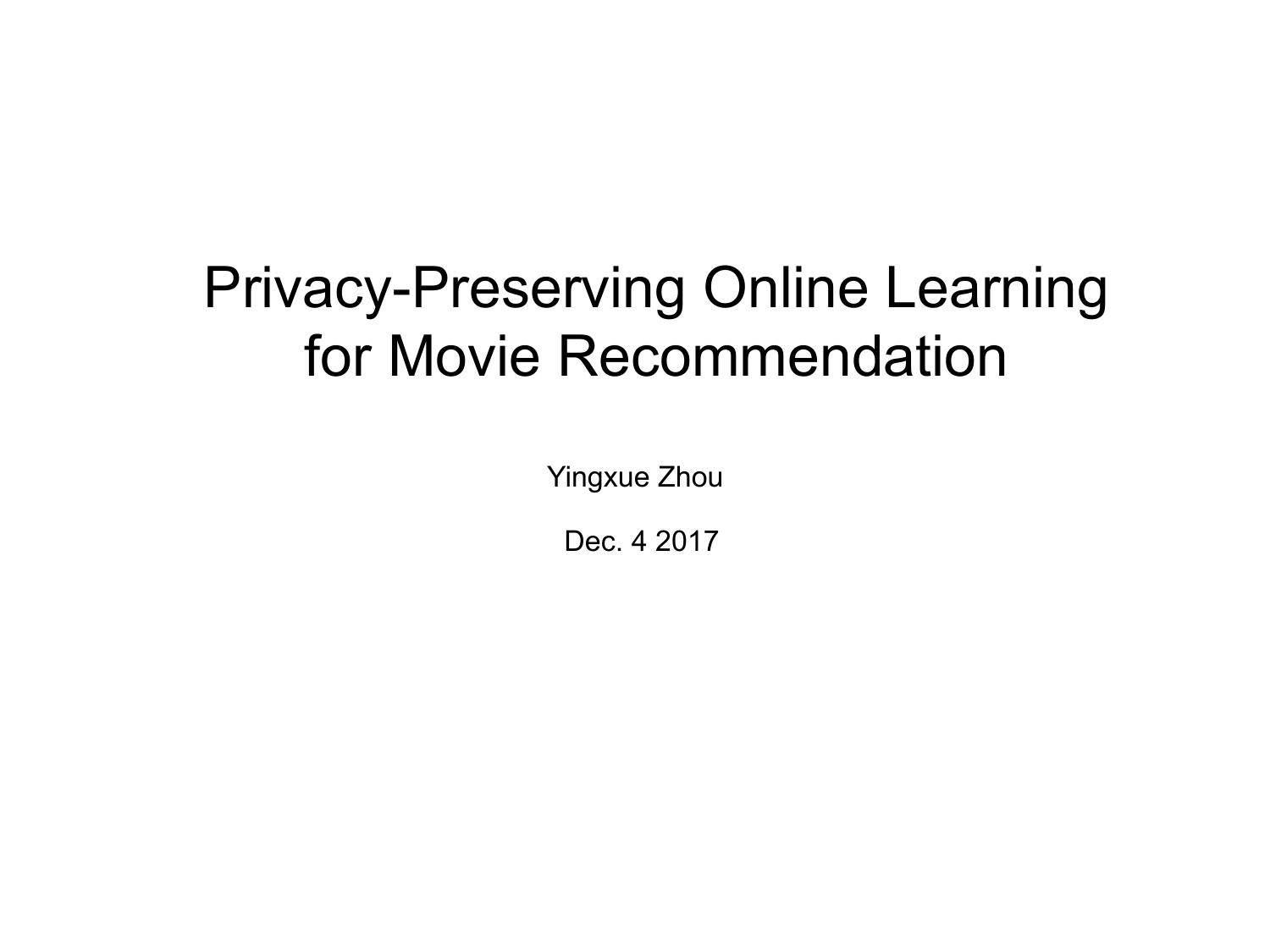# Privacy-Preserving Online Learning for Movie Recommendation

Yingxue Zhou

Dec. 4 2017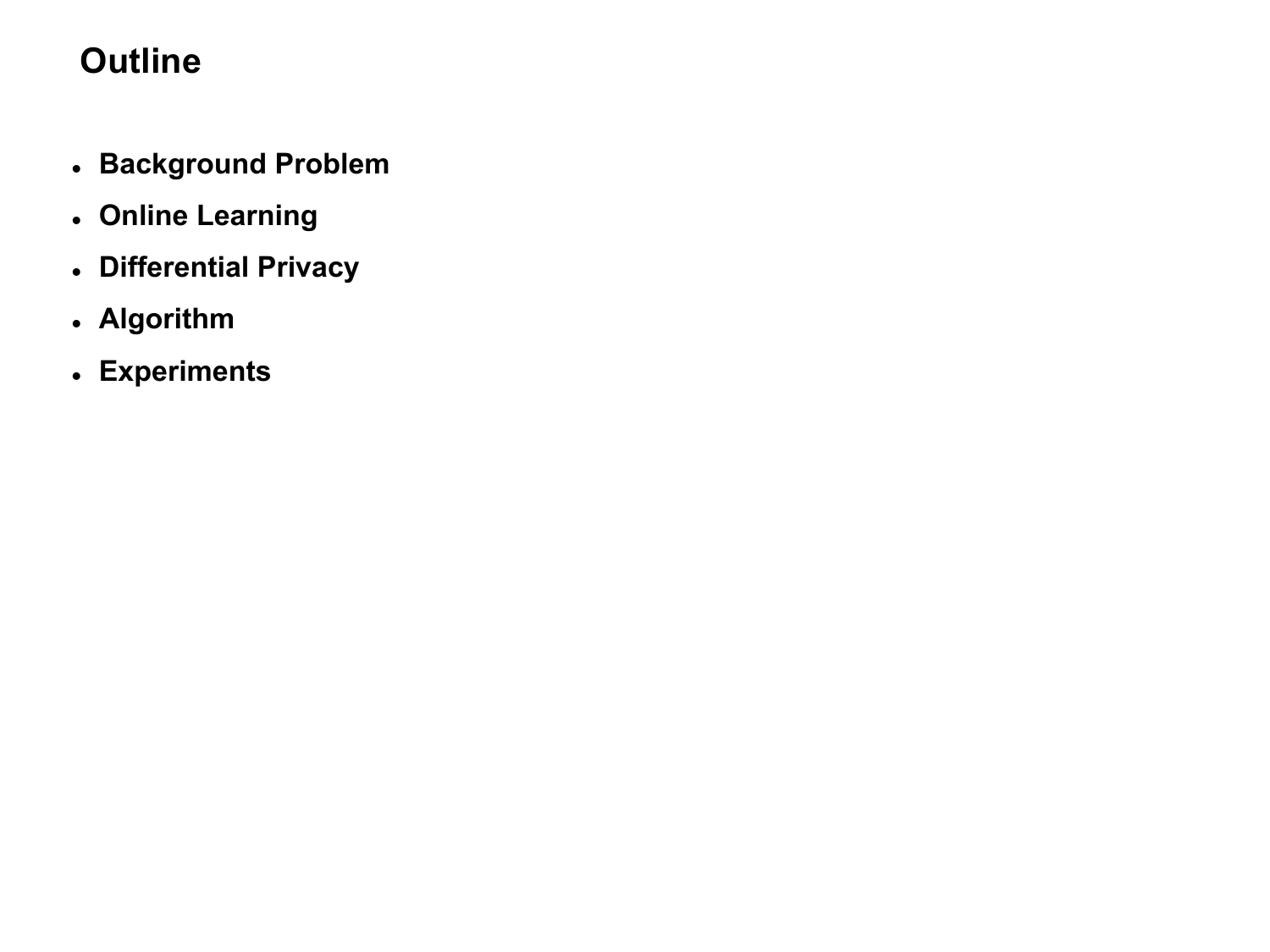# Outline

- **Background Problem**
- **Online Learning**
- **Differential Privacy**
- **Algorithm**
- **Experiments**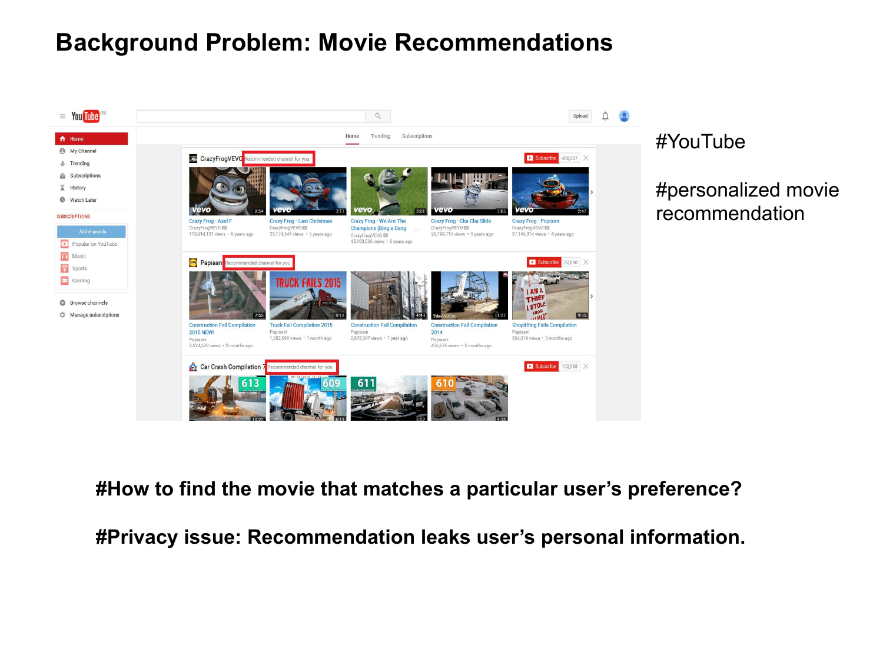# Background Problem: Movie Recommendations

#YouTube

#personalized movie recommendation

**#How to find the movie that matches a particular user's preference?**

**#Privacy issue: Recommendation leaks user's personal information.**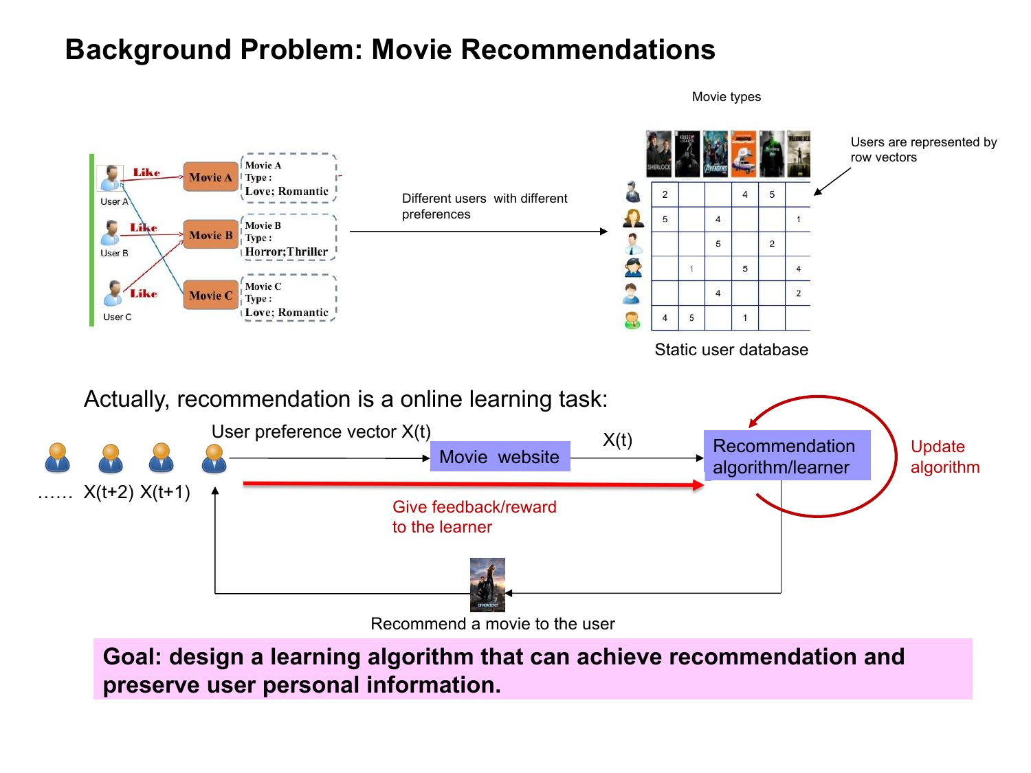# Background Problem: Movie Recommendations

| User | Likes | Movie | Type |
| --- | --- | --- | --- |
| User A | Like | Movie A | Love; Romantic |
| User B | Like | Movie B | Horror;Thriller |
| User C | Like | Movie C | Love; Romantic |

Different users with different preferences

Movie types

Users are represented by row vectors

| | | | | | |
| --- | --- | --- | --- | --- | --- |
| 2 | | | 4 | 5 | |
| 5 | | 4 | | | 1 |
| | | 5 | | 2 | |
| | 1 | | 5 | | 4 |
| | | 4 | | | 2 |
| 4 | 5 | | 1 | | |

Static user database

Actually, recommendation is a online learning task:

User preference vector $X(t)$ → Movie website → $X(t)$ → Recommendation algorithm/learner

…… $X(t+2)$ $X(t+1)$

Give feedback/reward to the learner

Update algorithm

Recommend a movie to the user

**Goal: design a learning algorithm that can achieve recommendation and preserve user personal information.**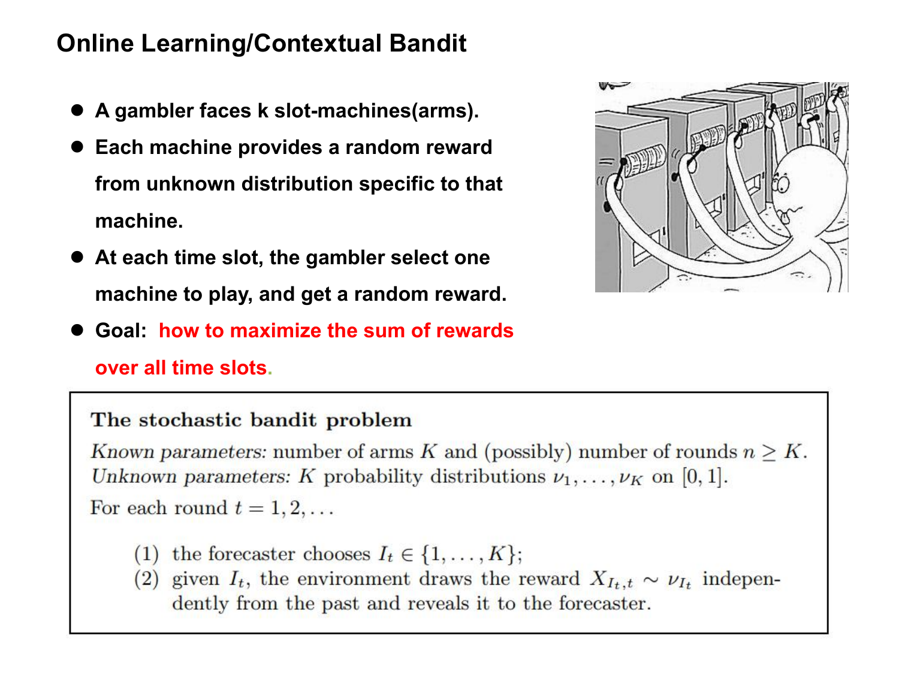## Online Learning/Contextual Bandit

- **A gambler faces k slot-machines(arms).**
- **Each machine provides a random reward from unknown distribution specific to that machine.**
- **At each time slot, the gambler select one machine to play, and get a random reward.**
- **Goal: how to maximize the sum of rewards over all time slots.**

**The stochastic bandit problem**

*Known parameters:* number of arms $K$ and (possibly) number of rounds $n \geq K$.
*Unknown parameters:* $K$ probability distributions $\nu_1, \ldots, \nu_K$ on $[0, 1]$.

For each round $t = 1, 2, \ldots$

(1) the forecaster chooses $I_t \in \{1, \ldots, K\}$;
(2) given $I_t$, the environment draws the reward $X_{I_t,t} \sim \nu_{I_t}$ independently from the past and reveals it to the forecaster.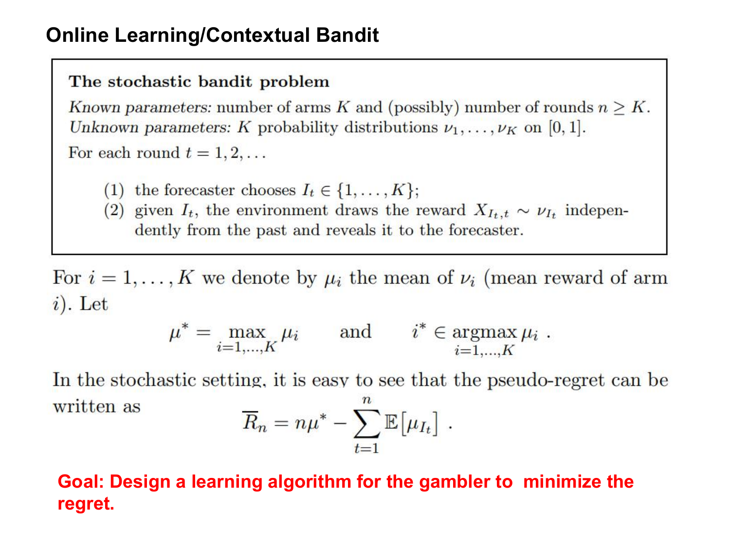# Online Learning/Contextual Bandit

**The stochastic bandit problem**

*Known parameters:* number of arms $K$ and (possibly) number of rounds $n \geq K$.
*Unknown parameters:* $K$ probability distributions $\nu_1, \ldots, \nu_K$ on $[0, 1]$.

For each round $t = 1, 2, \ldots$

(1) the forecaster chooses $I_t \in \{1, \ldots, K\}$;
(2) given $I_t$, the environment draws the reward $X_{I_t,t} \sim \nu_{I_t}$ independently from the past and reveals it to the forecaster.

For $i = 1, \ldots, K$ we denote by $\mu_i$ the mean of $\nu_i$ (mean reward of arm $i$). Let

$$\mu^* = \max_{i=1,\ldots,K} \mu_i \qquad \text{and} \qquad i^* \in \operatorname*{argmax}_{i=1,\ldots,K} \mu_i \ .$$

In the stochastic setting, it is easy to see that the pseudo-regret can be written as

$$\overline{R}_n = n\mu^* - \sum_{t=1}^{n} \mathbb{E}\left[\mu_{I_t}\right] \ .$$

**Goal: Design a learning algorithm for the gambler to minimize the regret.**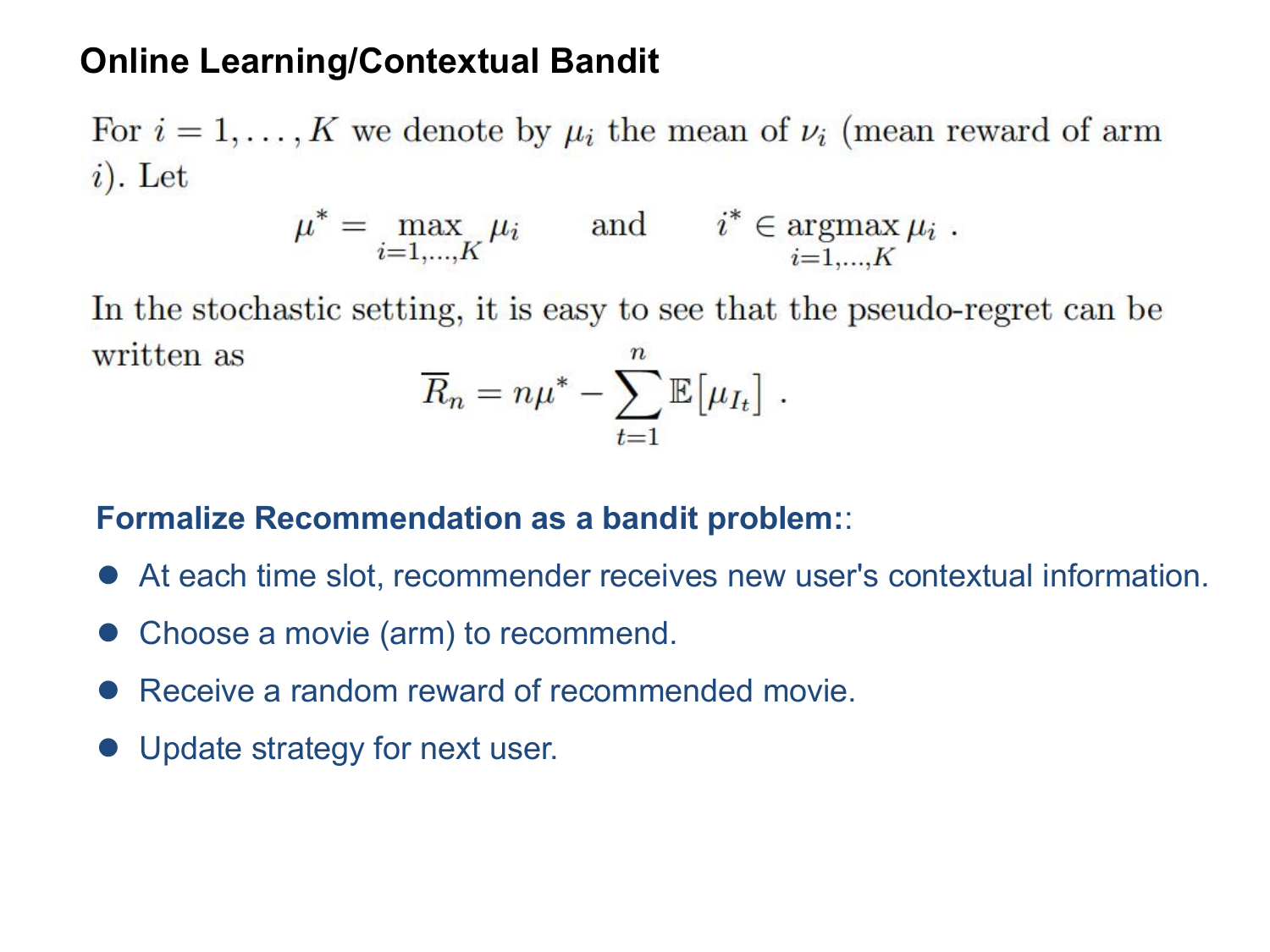## Online Learning/Contextual Bandit

For $i = 1, \ldots, K$ we denote by $\mu_i$ the mean of $\nu_i$ (mean reward of arm $i$). Let

$$\mu^* = \max_{i=1,\ldots,K} \mu_i \qquad \text{and} \qquad i^* \in \operatorname*{argmax}_{i=1,\ldots,K} \mu_i \ .$$

In the stochastic setting, it is easy to see that the pseudo-regret can be written as

$$\overline{R}_n = n\mu^* - \sum_{t=1}^{n} \mathbb{E}\big[\mu_{I_t}\big] \ .$$

**Formalize Recommendation as a bandit problem:**:

- At each time slot, recommender receives new user's contextual information.
- Choose a movie (arm) to recommend.
- Receive a random reward of recommended movie.
- Update strategy for next user.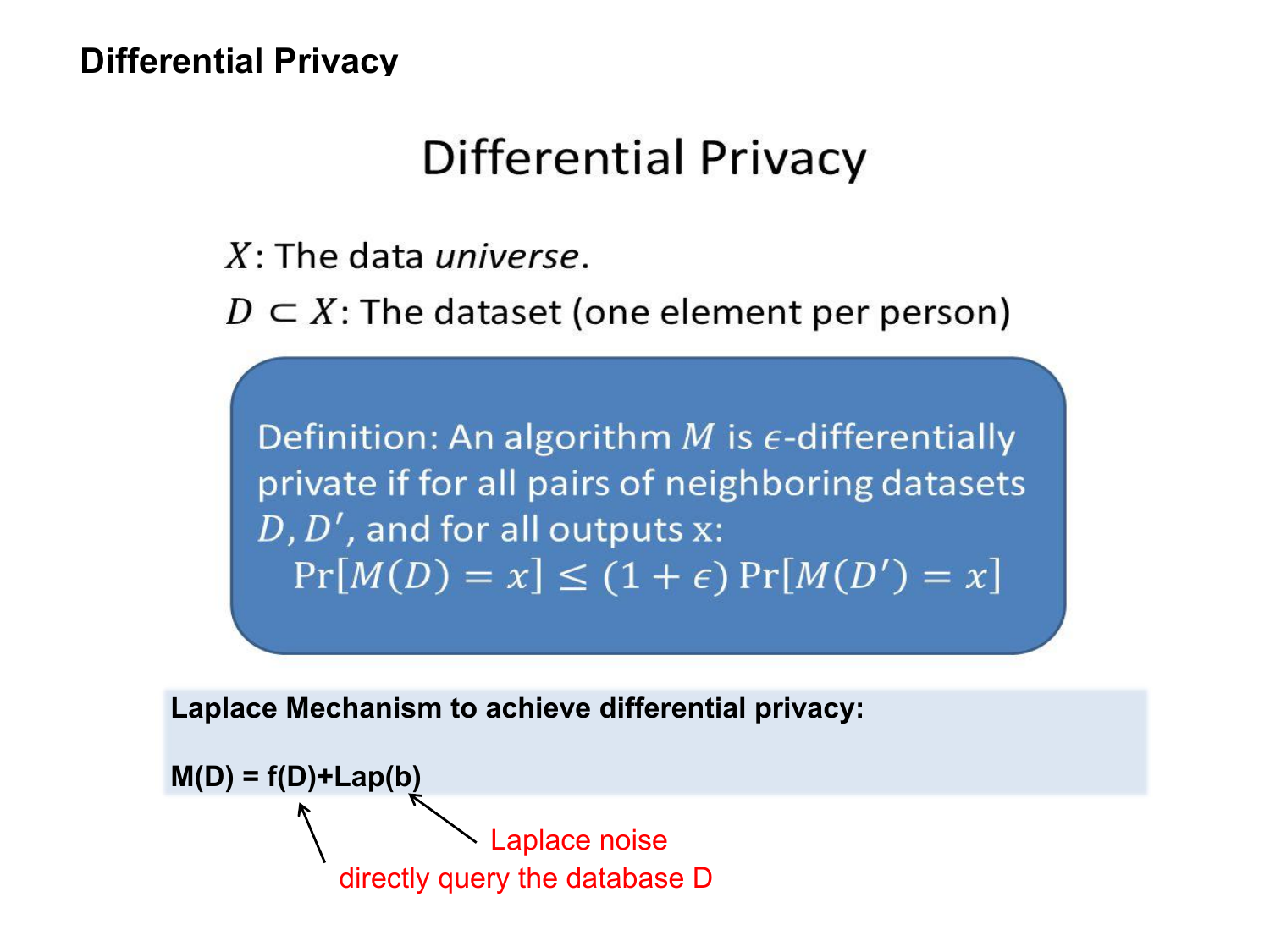# Differential Privacy

## Differential Privacy

$X$: The data *universe*.

$D \subset X$: The dataset (one element per person)

> Definition: An algorithm $M$ is $\epsilon$-differentially private if for all pairs of neighboring datasets $D, D'$, and for all outputs x:
>
> $$\Pr[M(D) = x] \leq (1 + \epsilon) \Pr[M(D') = x]$$

**Laplace Mechanism to achieve differential privacy:**

**M(D) = f(D)+Lap(b)**

Laplace noise

directly query the database D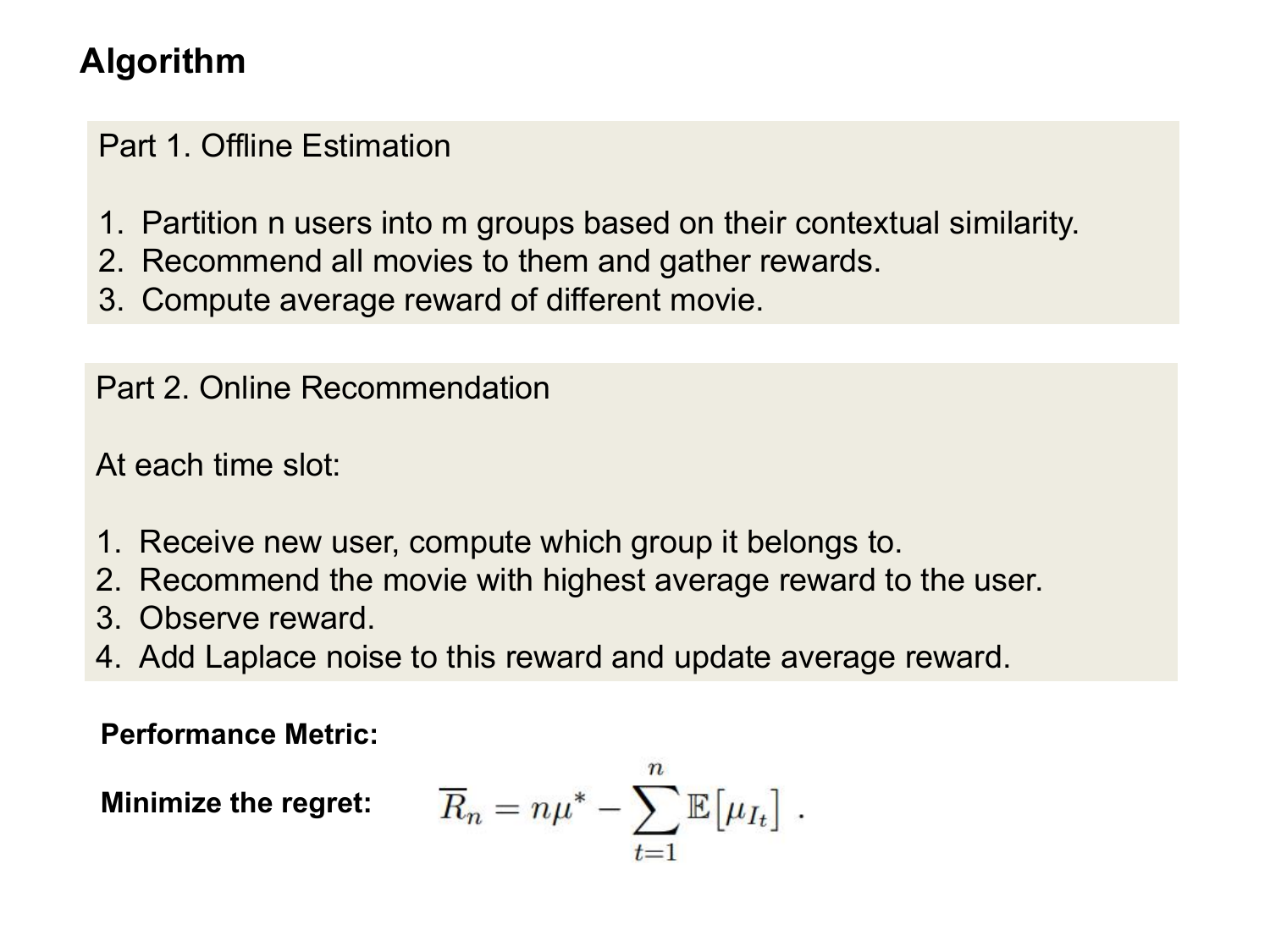# Algorithm

Part 1. Offline Estimation

1. Partition n users into m groups based on their contextual similarity.
2. Recommend all movies to them and gather rewards.
3. Compute average reward of different movie.

Part 2. Online Recommendation

At each time slot:

1. Receive new user, compute which group it belongs to.
2. Recommend the movie with highest average reward to the user.
3. Observe reward.
4. Add Laplace noise to this reward and update average reward.

**Performance Metric:**

**Minimize the regret:**

$$\overline{R}_n = n\mu^* - \sum_{t=1}^{n} \mathbb{E}\left[\mu_{I_t}\right] .$$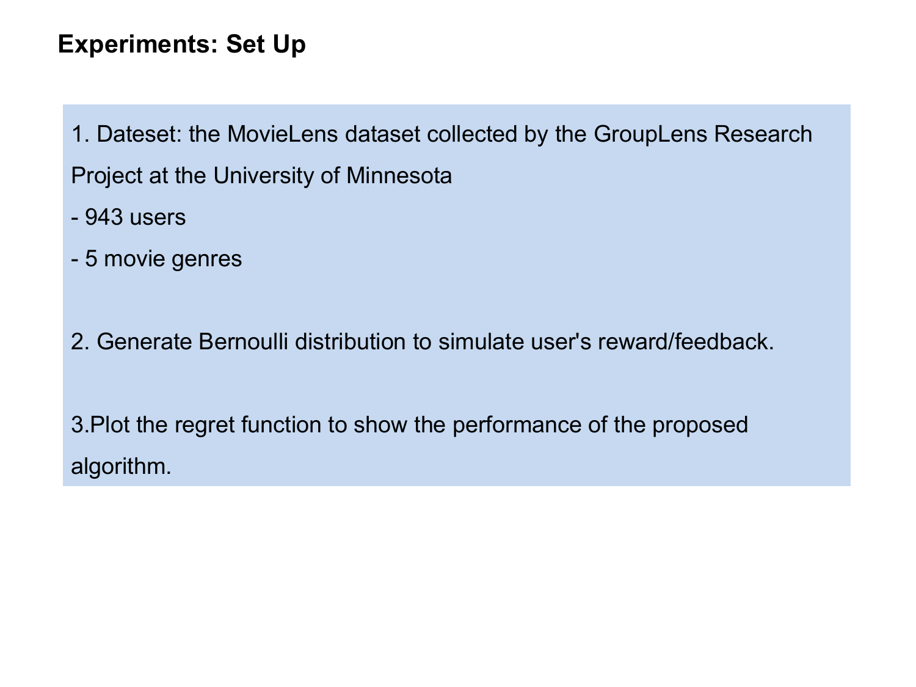## Experiments: Set Up

1. Dateset: the MovieLens dataset collected by the GroupLens Research Project at the University of Minnesota
   - 943 users
   - 5 movie genres

2. Generate Bernoulli distribution to simulate user's reward/feedback.

3.Plot the regret function to show the performance of the proposed algorithm.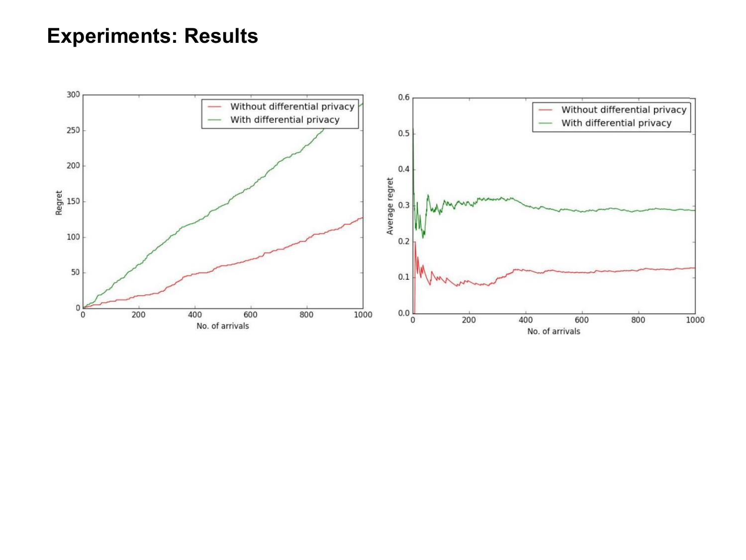# Experiments: Results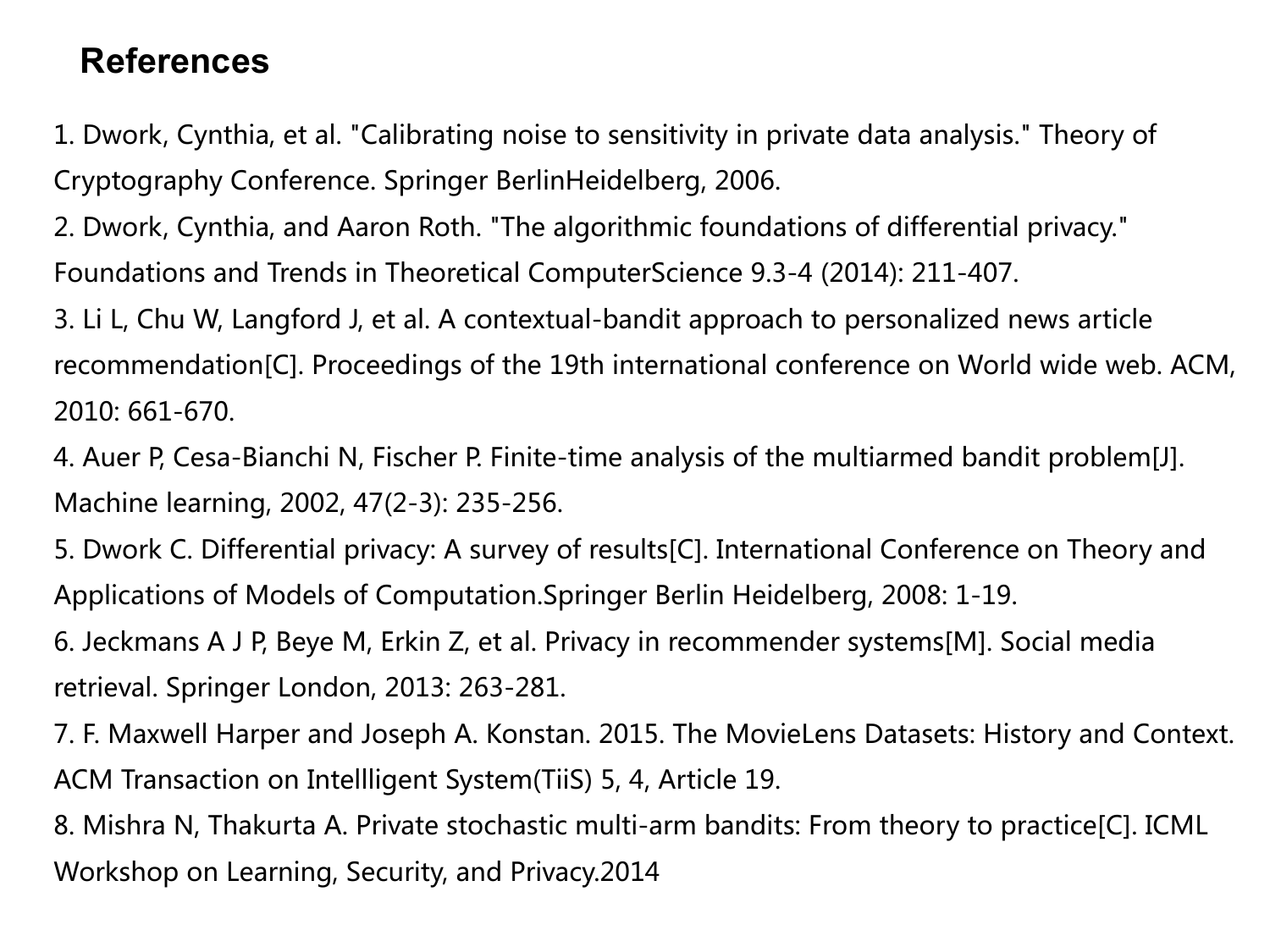## References

1. Dwork, Cynthia, et al. "Calibrating noise to sensitivity in private data analysis." Theory of Cryptography Conference. Springer BerlinHeidelberg, 2006.
2. Dwork, Cynthia, and Aaron Roth. "The algorithmic foundations of differential privacy." Foundations and Trends in Theoretical ComputerScience 9.3-4 (2014): 211-407.
3. Li L, Chu W, Langford J, et al. A contextual-bandit approach to personalized news article recommendation[C]. Proceedings of the 19th international conference on World wide web. ACM, 2010: 661-670.
4. Auer P, Cesa-Bianchi N, Fischer P. Finite-time analysis of the multiarmed bandit problem[J]. Machine learning, 2002, 47(2-3): 235-256.
5. Dwork C. Differential privacy: A survey of results[C]. International Conference on Theory and Applications of Models of Computation.Springer Berlin Heidelberg, 2008: 1-19.
6. Jeckmans A J P, Beye M, Erkin Z, et al. Privacy in recommender systems[M]. Social media retrieval. Springer London, 2013: 263-281.
7. F. Maxwell Harper and Joseph A. Konstan. 2015. The MovieLens Datasets: History and Context. ACM Transaction on Intellligent System(TiiS) 5, 4, Article 19.
8. Mishra N, Thakurta A. Private stochastic multi-arm bandits: From theory to practice[C]. ICML Workshop on Learning, Security, and Privacy.2014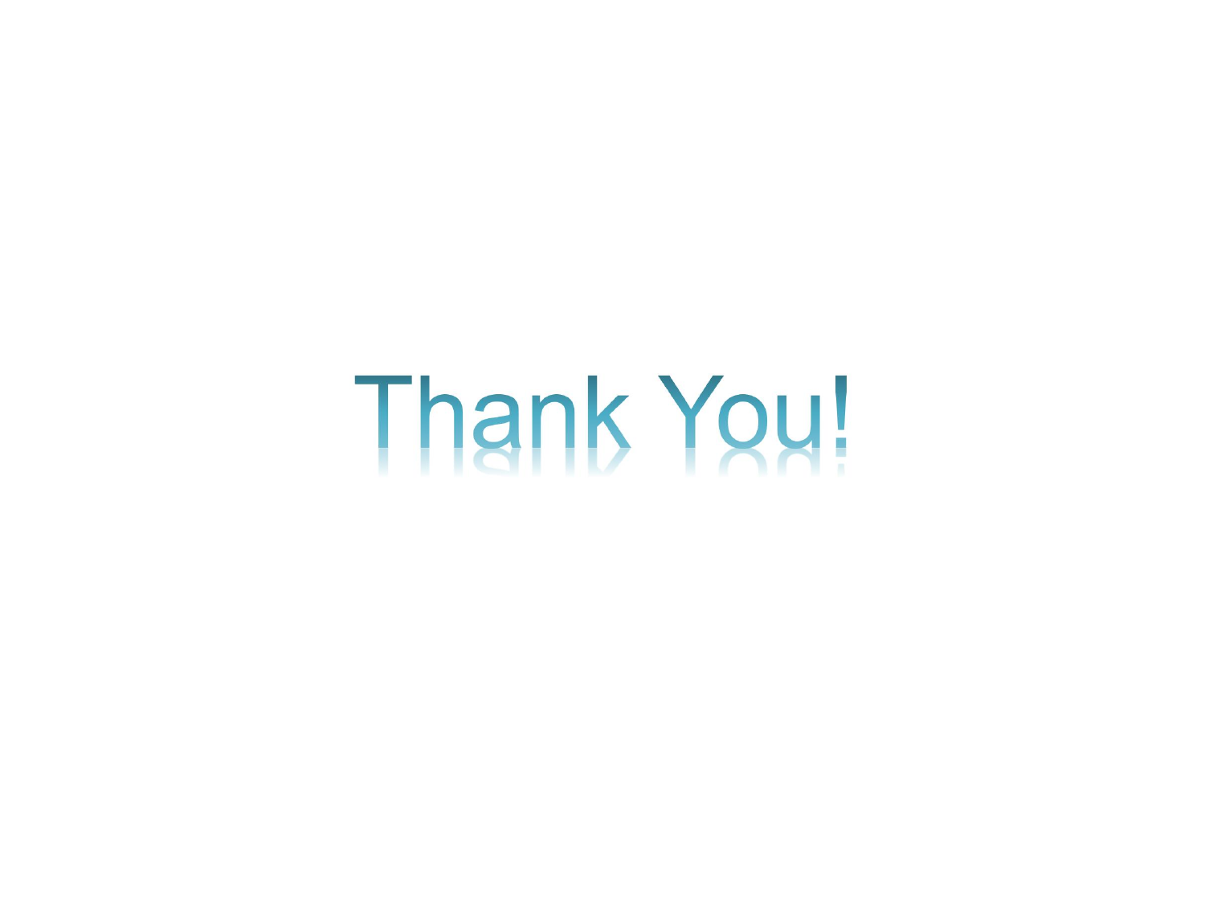# Thank You!